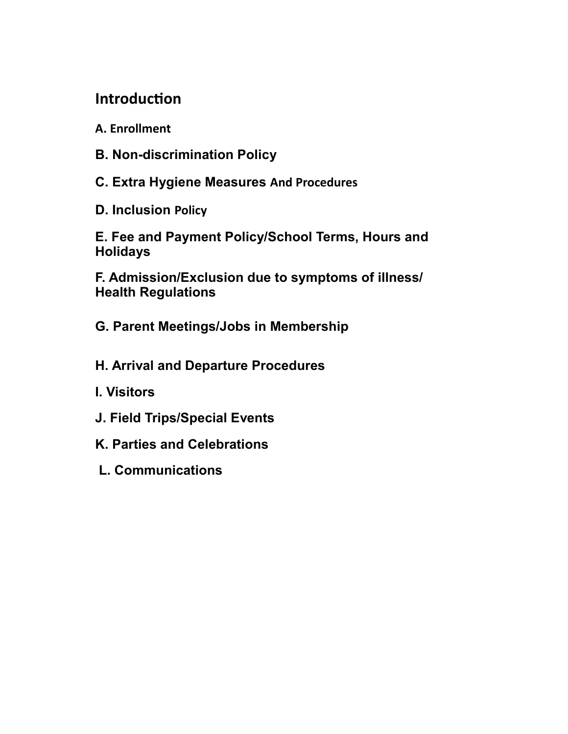## Introduction

**A. Enrollment**

**B. Non-discrimination Policy**

**C. Extra Hygiene Measures And Procedures**

**D. Inclusion Policy**

**E. Fee and Payment Policy/School Terms, Hours and Holidays**

**F. Admission/Exclusion due to symptoms of illness/ Health Regulations**

**G. Parent Meetings/Jobs in Membership**

**H. Arrival and Departure Procedures**

**I. Visitors**

**J. Field Trips/Special Events**

**K. Parties and Celebrations**

**L. Communications**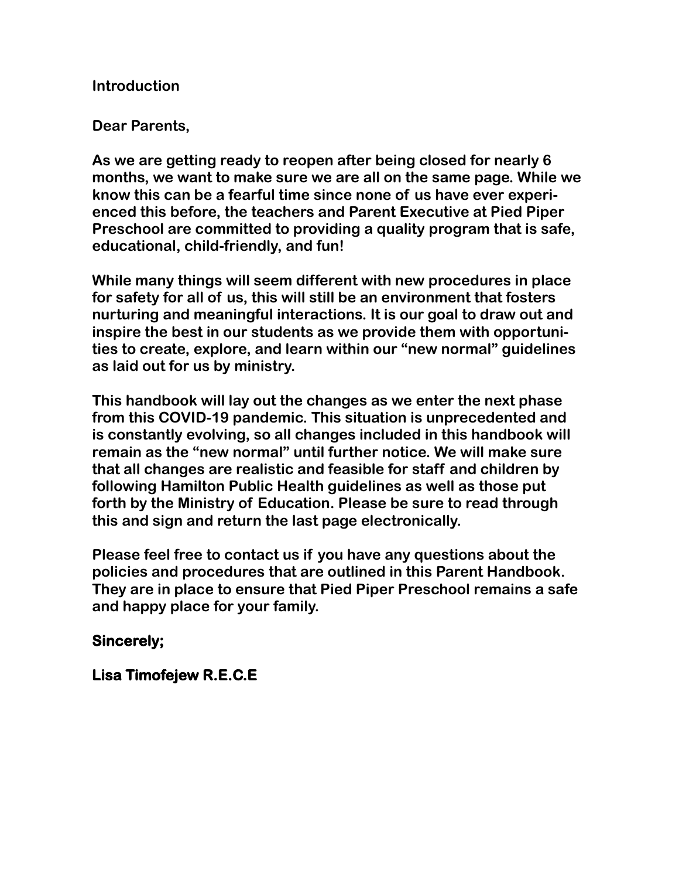# Introduction

**Dear Parents,**

**As we are getting ready to reopen after being closed for nearly 6 months, we want to make sure we are all on the same page. While we know this can be a fearful time since none of us have ever experienced this before, the teachers and Parent Executive at Pied Piper Preschool are committed to providing a quality program that is safe, educational, child-friendly, and fun!**

**While many things will seem different with new procedures in place for safety for all of us, this will still be an environment that fosters nurturing and meaningful interactions. It is our goal to draw out and inspire the best in our students as we provide them with opportunities to create, explore, and learn within our "new normal" guidelines as laid out for us by ministry.**

**This handbook will lay out the changes as we enter the next phase from this COVID-19 pandemic. This situation is unprecedented and is constantly evolving, so all changes included in this handbook will remain as the "new normal" until further notice. We will make sure that all changes are realistic and feasible for staff and children by following Hamilton Public Health guidelines as well as those put forth by the Ministry of Education. Please be sure to read through this and sign and return the last page electronically.**

**Please feel free to contact us if you have any questions about the policies and procedures that are outlined in this Parent Handbook. They are in place to ensure that Pied Piper Preschool remains a safe and happy place for your family.**

**Sincerely;**

**Lisa Timofejew R.E.C.E**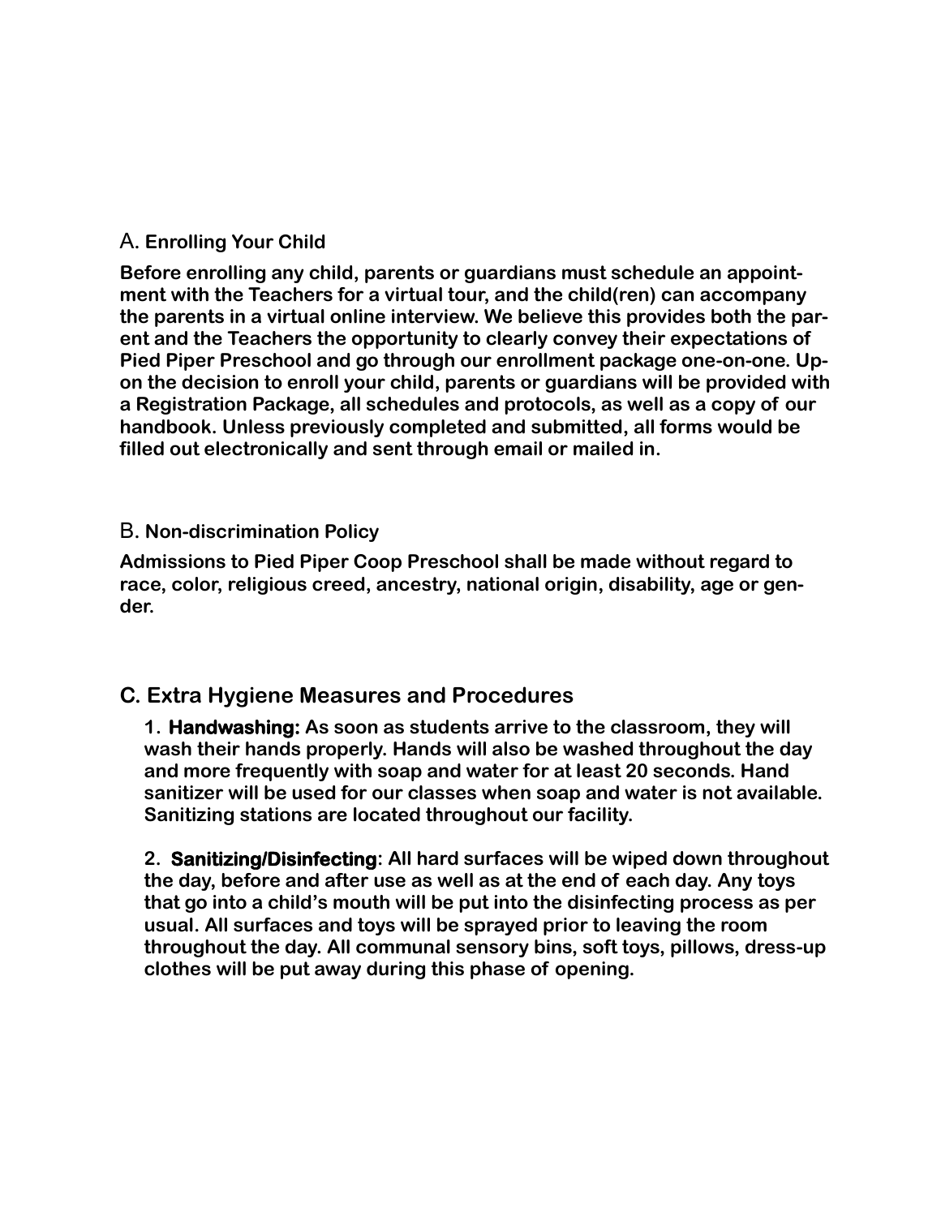## A. Enrolling Your Child

**Before enrolling any child, parents or guardians must schedule an appointment with the Teachers for a virtual tour, and the child(ren) can accompany the parents in a virtual online interview. We believe this provides both the parent and the Teachers the opportunity to clearly convey their expectations of Pied Piper Preschool and go through our enrollment package one-on-one. Upon the decision to enroll your child, parents or guardians will be provided with a Registration Package, all schedules and protocols, as well as a copy of our handbook. Unless previously completed and submitted, all forms would be filled out electronically and sent through email or mailed in.**

## B. Non-discrimination Policy

**Admissions to Pied Piper Coop Preschool shall be made without regard to race, color, religious creed, ancestry, national origin, disability, age or gender.**

## C. Extra Hygiene Measures and Procedures

1. **Handwashing: As soon as students arrive to the classroom, they will wash their hands properly. Hands will also be washed throughout the day and more frequently with soap and water for at least 20 seconds. Hand sanitizer will be used for our classes when soap and water is not available. Sanitizing stations are located throughout our facility.**

2. **Sanitizing/Disinfecting: All hard surfaces will be wiped down throughout the day, before and after use as well as at the end of each day. Any toys that go into a child's mouth will be put into the disinfecting process as per usual. All surfaces and toys will be sprayed prior to leaving the room throughout the day. All communal sensory bins, soft toys, pillows, dress-up clothes will be put away during this phase of opening.**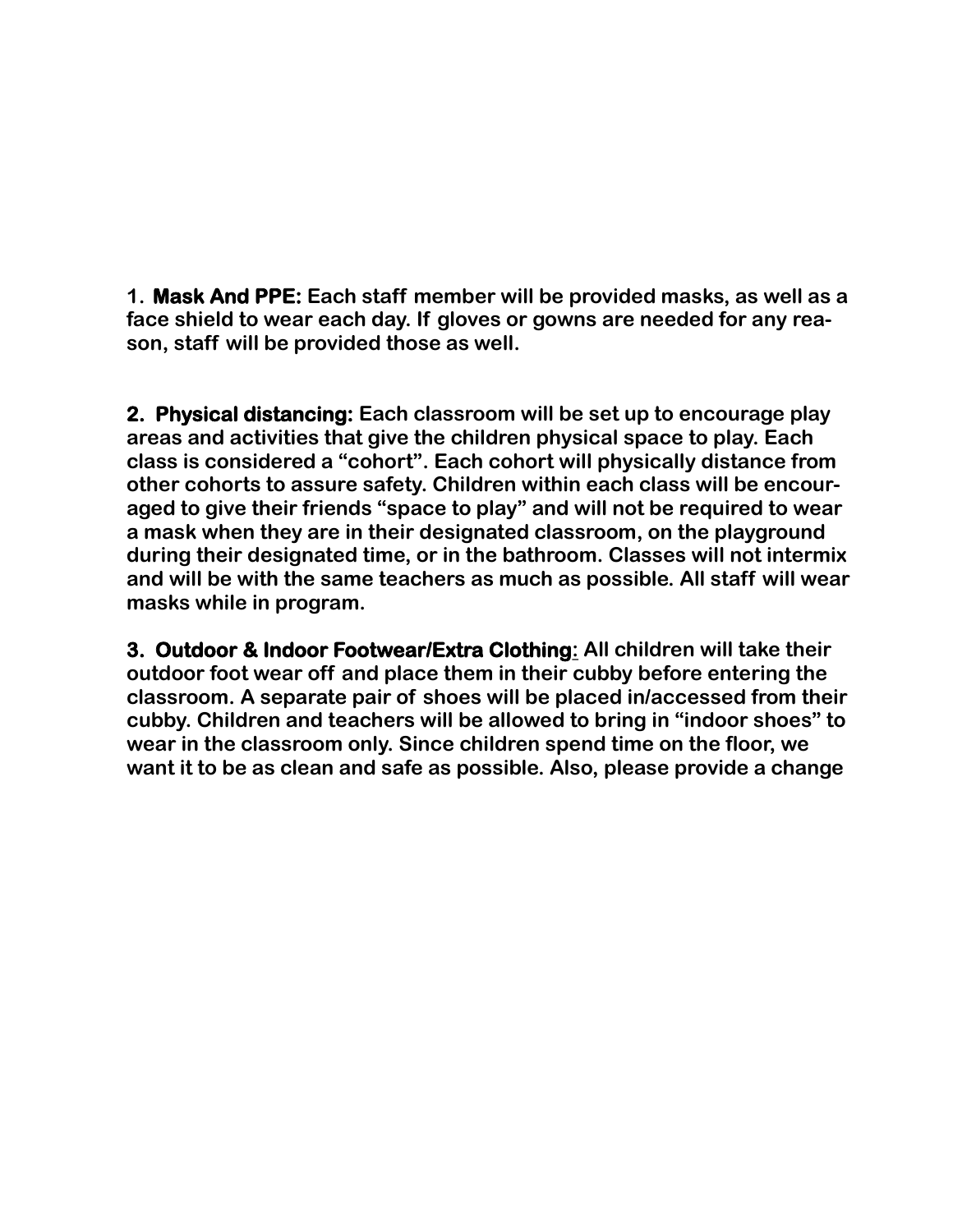1. **Mask And PPE:** Each staff member will be provided masks, as well as a face shield to wear each day. If gloves or gowns are needed for any reason, staff will be provided those as well.

2. **Physical distancing:** Each classroom will be set up to encourage play areas and activities that give the children physical space to play. Each class is considered a "cohort". Each cohort will physically distance from other cohorts to assure safety. Children within each class will be encouraged to give their friends "space to play" and will not be required to wear a mask when they are in their designated classroom, on the playground during their designated time, or in the bathroom. Classes will not intermix and will be with the same teachers as much as possible. All staff will wear masks while in program.

3. **Outdoor & Indoor Footwear/Extra Clothing:** All children will take their outdoor foot wear off and place them in their cubby before entering the classroom. A separate pair of shoes will be placed in/accessed from their cubby. Children and teachers will be allowed to bring in "indoor shoes" to wear in the classroom only. Since children spend time on the floor, we want it to be as clean and safe as possible. Also, please provide a change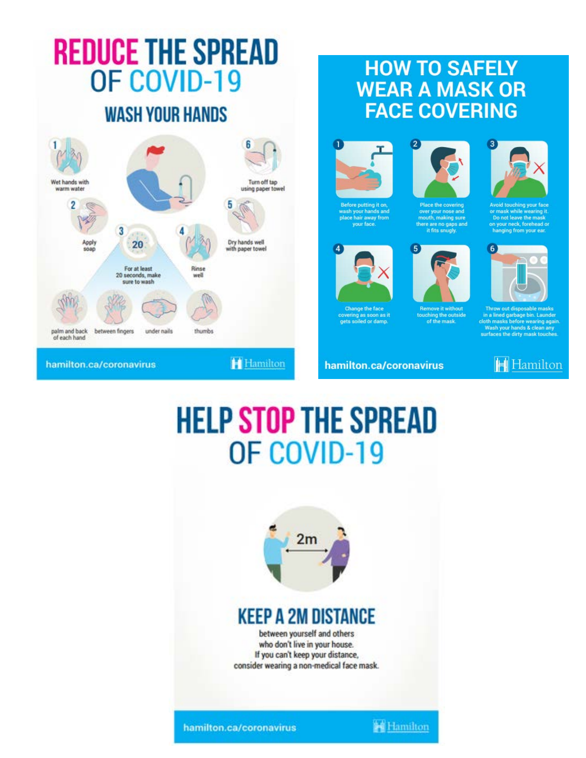# REDUCE THE SPREAD OF COVID-19

## WASH YOUR HANDS

1. Wet hands with warm water
2. Apply soap
3. For at least 20 seconds, make sure to wash
   - palm and back of each hand
   - between fingers
   - under nails
   - thumbs
4. Rinse well
5. Dry hands well with paper towel
6. Turn off tap using paper towel

hamilton.ca/coronavirus

Hamilton

# HOW TO SAFELY WEAR A MASK OR FACE COVERING

1. Before putting it on, wash your hands and place hair away from your face.
2. Place the covering over your nose and mouth, making sure there are no gaps and it fits snugly.
3. Avoid touching your face or mask while wearing it. Do not leave the mask on your neck, forehead or hanging from your ear.
4. Change the face covering as soon as it gets soiled or damp.
5. Remove it without touching the outside of the mask.
6. Throw out disposable masks in a lined garbage bin. Launder cloth masks before wearing again. Wash your hands & clean any surfaces the dirty mask touches.

hamilton.ca/coronavirus

Hamilton

# HELP STOP THE SPREAD OF COVID-19

2m

## KEEP A 2M DISTANCE

between yourself and others who don't live in your house. If you can't keep your distance, consider wearing a non-medical face mask.

hamilton.ca/coronavirus

Hamilton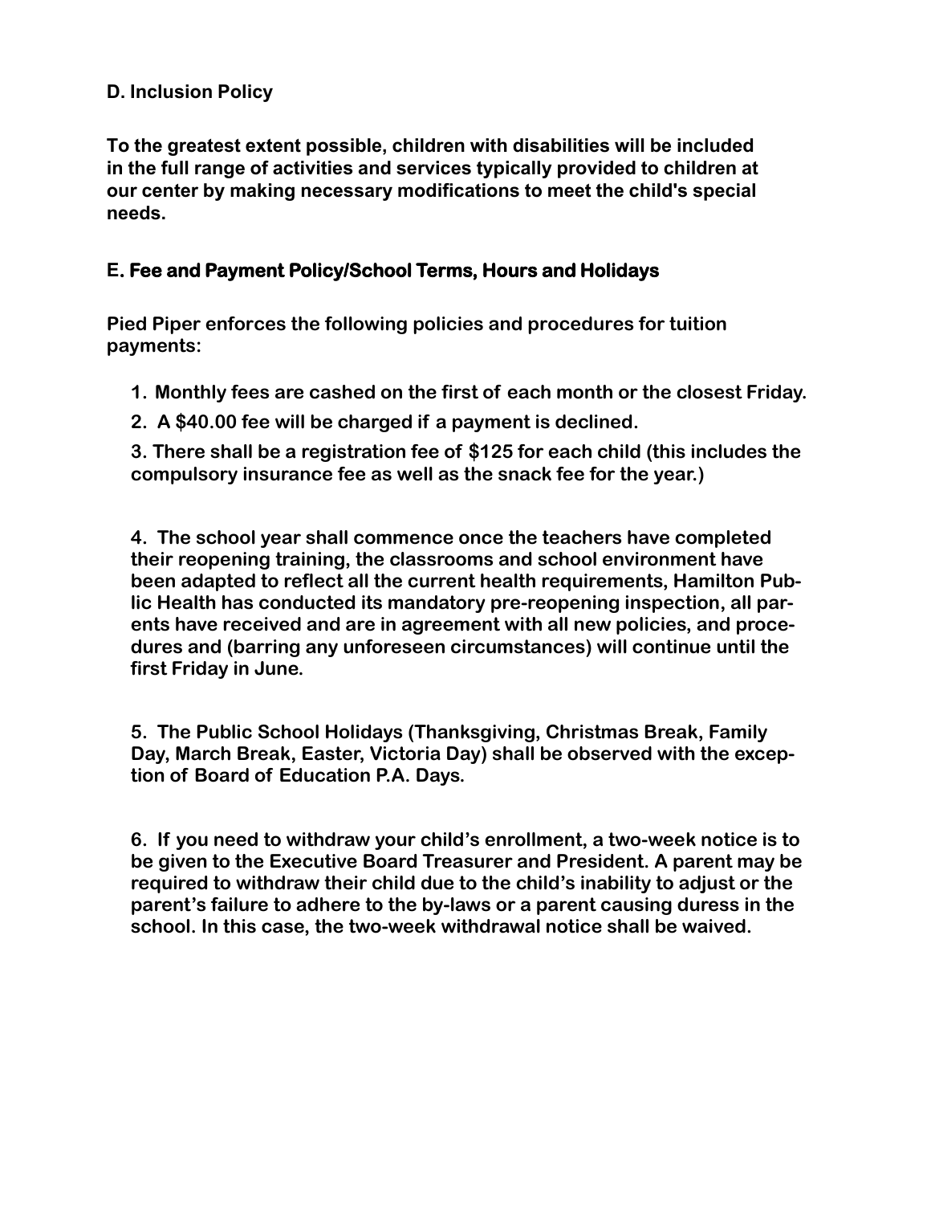## D. Inclusion Policy

**To the greatest extent possible, children with disabilities will be included in the full range of activities and services typically provided to children at our center by making necessary modifications to meet the child's special needs.**

## E. Fee and Payment Policy/School Terms, Hours and Holidays

**Pied Piper enforces the following policies and procedures for tuition payments:**

1. **Monthly fees are cashed on the first of each month or the closest Friday.**
2. **A $40.00 fee will be charged if a payment is declined.**
3. **There shall be a registration fee of $125 for each child (this includes the compulsory insurance fee as well as the snack fee for the year.)**
4. **The school year shall commence once the teachers have completed their reopening training, the classrooms and school environment have been adapted to reflect all the current health requirements, Hamilton Public Health has conducted its mandatory pre-reopening inspection, all parents have received and are in agreement with all new policies, and procedures and (barring any unforeseen circumstances) will continue until the first Friday in June.**
5. **The Public School Holidays (Thanksgiving, Christmas Break, Family Day, March Break, Easter, Victoria Day) shall be observed with the exception of Board of Education P.A. Days.**
6. **If you need to withdraw your child's enrollment, a two-week notice is to be given to the Executive Board Treasurer and President. A parent may be required to withdraw their child due to the child's inability to adjust or the parent's failure to adhere to the by-laws or a parent causing duress in the school. In this case, the two-week withdrawal notice shall be waived.**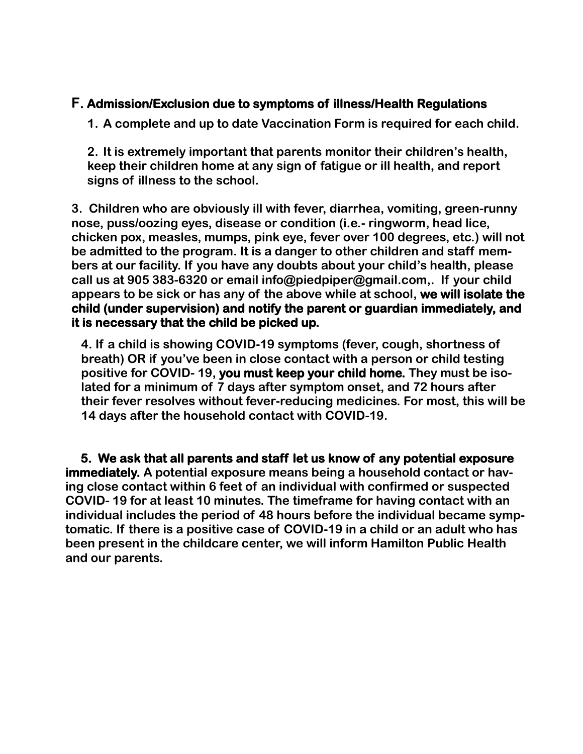## F. Admission/Exclusion due to symptoms of illness/Health Regulations

1. A complete and up to date Vaccination Form is required for each child.

2. It is extremely important that parents monitor their children's health, keep their children home at any sign of fatigue or ill health, and report signs of illness to the school.

3. Children who are obviously ill with fever, diarrhea, vomiting, green-runny nose, puss/oozing eyes, disease or condition (i.e.- ringworm, head lice, chicken pox, measles, mumps, pink eye, fever over 100 degrees, etc.) will not be admitted to the program. It is a danger to other children and staff members at our facility. If you have any doubts about your child's health, please call us at 905 383-6320 or email info@piedpiper@gmail.com,. If your child appears to be sick or has any of the above while at school, **we will isolate the child (under supervision) and notify the parent or guardian immediately, and it is necessary that the child be picked up.**

4. If a child is showing COVID-19 symptoms (fever, cough, shortness of breath) OR if you've been in close contact with a person or child testing positive for COVID- 19, **you must keep your child home.** They must be isolated for a minimum of 7 days after symptom onset, and 72 hours after their fever resolves without fever-reducing medicines. For most, this will be 14 days after the household contact with COVID-19.

5. **We ask that all parents and staff let us know of any potential exposure immediately.** A potential exposure means being a household contact or having close contact within 6 feet of an individual with confirmed or suspected COVID- 19 for at least 10 minutes. The timeframe for having contact with an individual includes the period of 48 hours before the individual became symptomatic. If there is a positive case of COVID-19 in a child or an adult who has been present in the childcare center, we will inform Hamilton Public Health and our parents.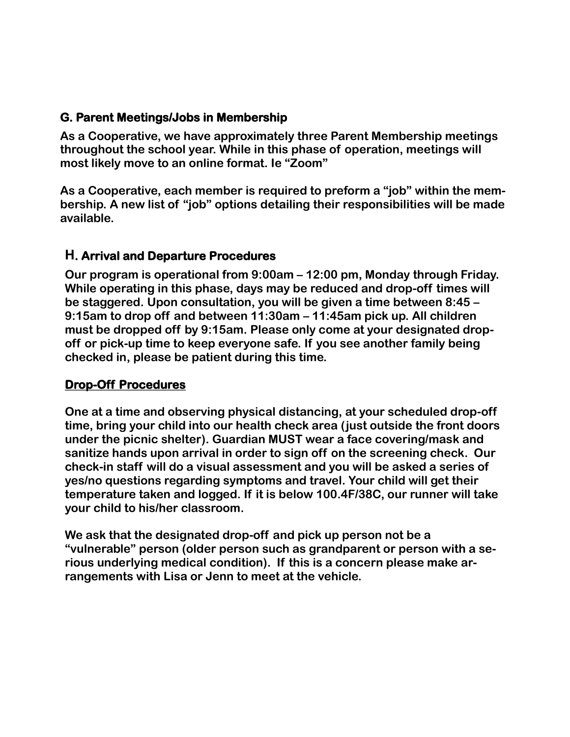## G. Parent Meetings/Jobs in Membership

**As a Cooperative, we have approximately three Parent Membership meetings throughout the school year. While in this phase of operation, meetings will most likely move to an online format. Ie "Zoom"**

**As a Cooperative, each member is required to preform a "job" within the membership. A new list of "job" options detailing their responsibilities will be made available.**

## H. Arrival and Departure Procedures

**Our program is operational from 9:00am – 12:00 pm, Monday through Friday. While operating in this phase, days may be reduced and drop-off times will be staggered. Upon consultation, you will be given a time between 8:45 – 9:15am to drop off and between 11:30am – 11:45am pick up. All children must be dropped off by 9:15am. Please only come at your designated drop-off or pick-up time to keep everyone safe. If you see another family being checked in, please be patient during this time.**

### Drop-Off Procedures

**One at a time and observing physical distancing, at your scheduled drop-off time, bring your child into our health check area (just outside the front doors under the picnic shelter). Guardian MUST wear a face covering/mask and sanitize hands upon arrival in order to sign off on the screening check. Our check-in staff will do a visual assessment and you will be asked a series of yes/no questions regarding symptoms and travel. Your child will get their temperature taken and logged. If it is below 100.4F/38C, our runner will take your child to his/her classroom.**

**We ask that the designated drop-off and pick up person not be a "vulnerable" person (older person such as grandparent or person with a serious underlying medical condition). If this is a concern please make arrangements with Lisa or Jenn to meet at the vehicle.**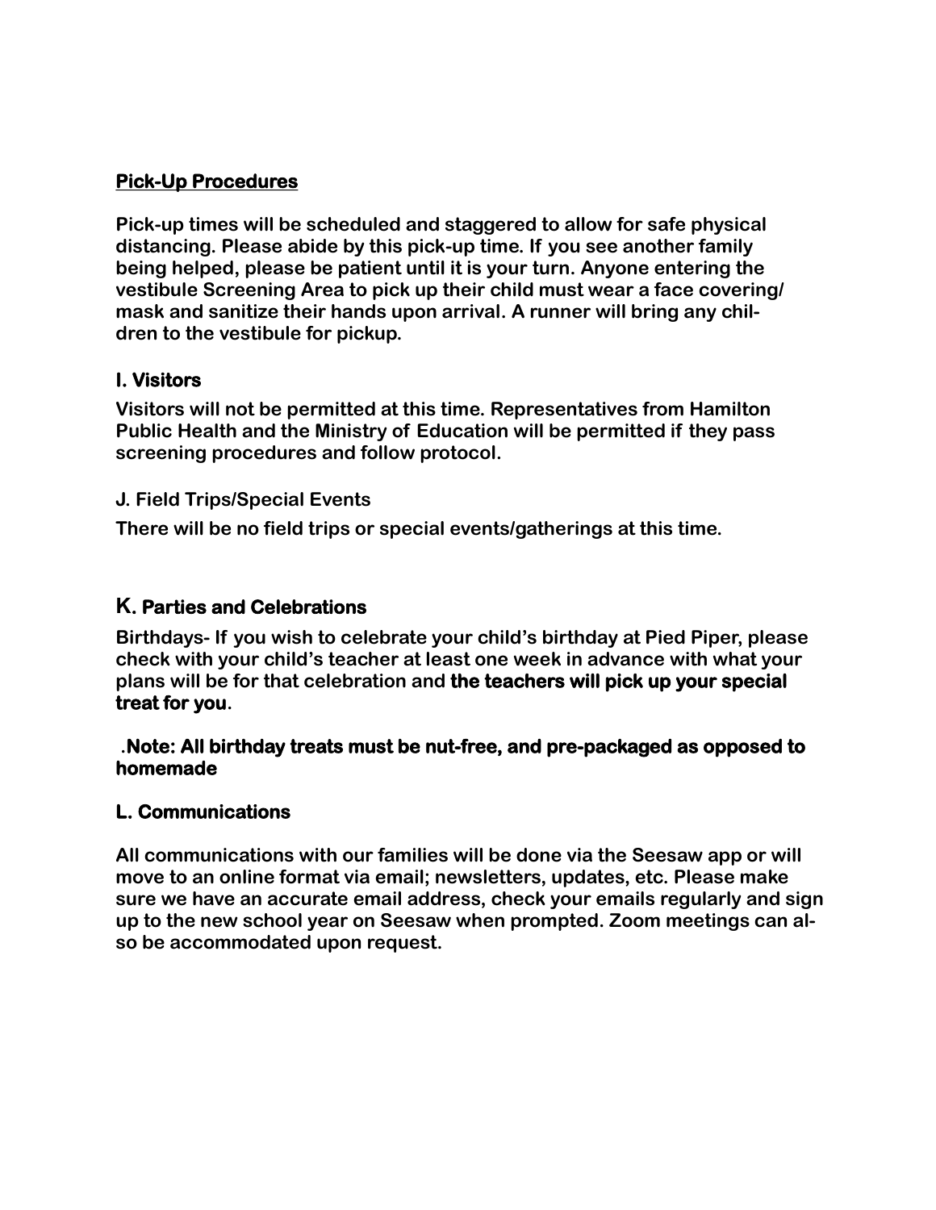**Pick-Up Procedures**

**Pick-up times will be scheduled and staggered to allow for safe physical distancing. Please abide by this pick-up time. If you see another family being helped, please be patient until it is your turn. Anyone entering the vestibule Screening Area to pick up their child must wear a face covering/ mask and sanitize their hands upon arrival. A runner will bring any children to the vestibule for pickup.**

### I. Visitors

**Visitors will not be permitted at this time. Representatives from Hamilton Public Health and the Ministry of Education will be permitted if they pass screening procedures and follow protocol.**

### J. Field Trips/Special Events

**There will be no field trips or special events/gatherings at this time.**

### K. Parties and Celebrations

**Birthdays- If you wish to celebrate your child's birthday at Pied Piper, please check with your child's teacher at least one week in advance with what your plans will be for that celebration and the teachers will pick up your special treat for you.**

.**Note: All birthday treats must be nut-free, and pre-packaged as opposed to homemade**

### L. Communications

**All communications with our families will be done via the Seesaw app or will move to an online format via email; newsletters, updates, etc. Please make sure we have an accurate email address, check your emails regularly and sign up to the new school year on Seesaw when prompted. Zoom meetings can also be accommodated upon request.**